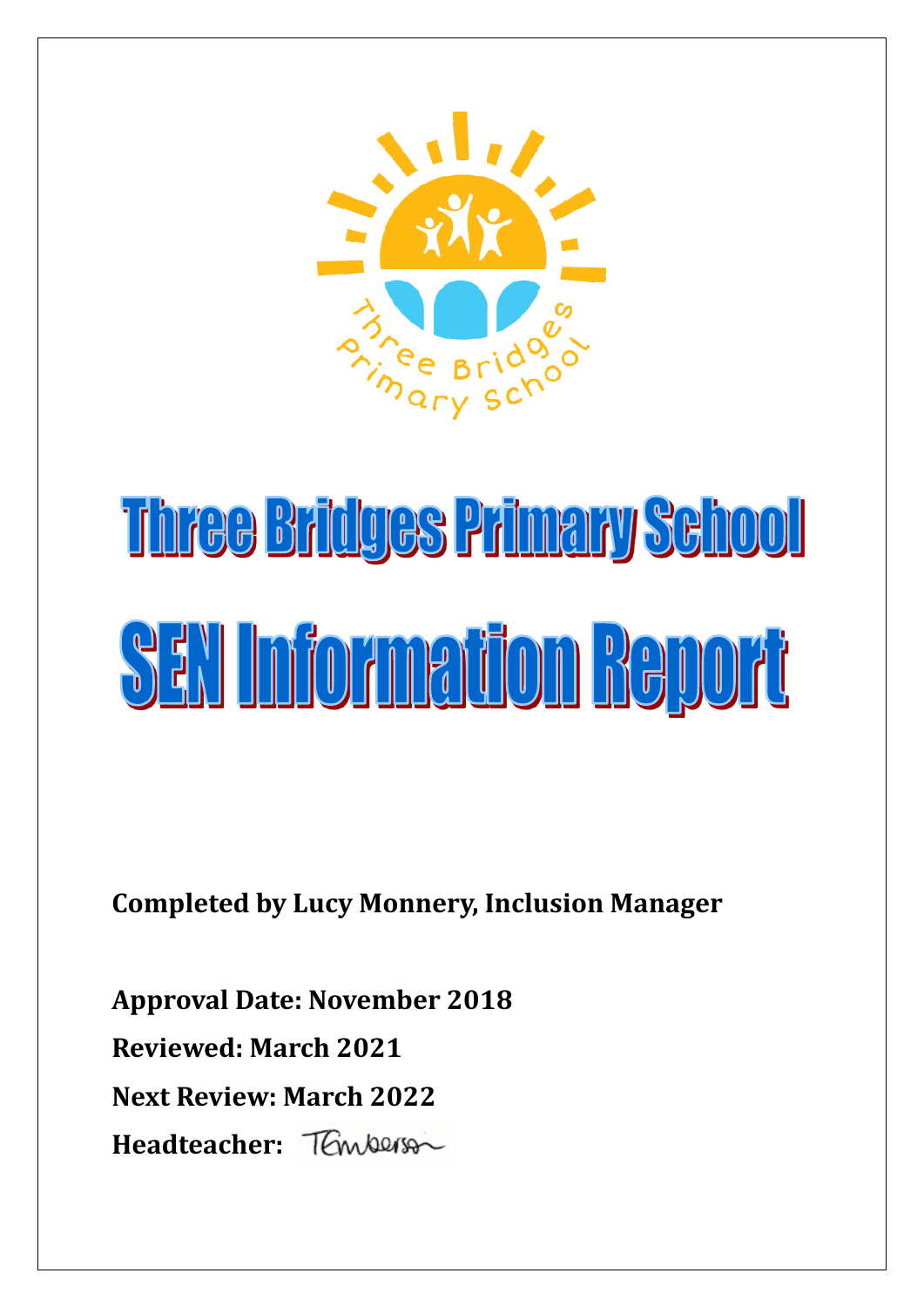# Three Bridges Primary School

# SEN Information Report

**Completed by Lucy Monnery, Inclusion Manager**

**Approval Date: November 2018**

**Reviewed: March 2021**

**Next Review: March 2022**

**Headteacher:**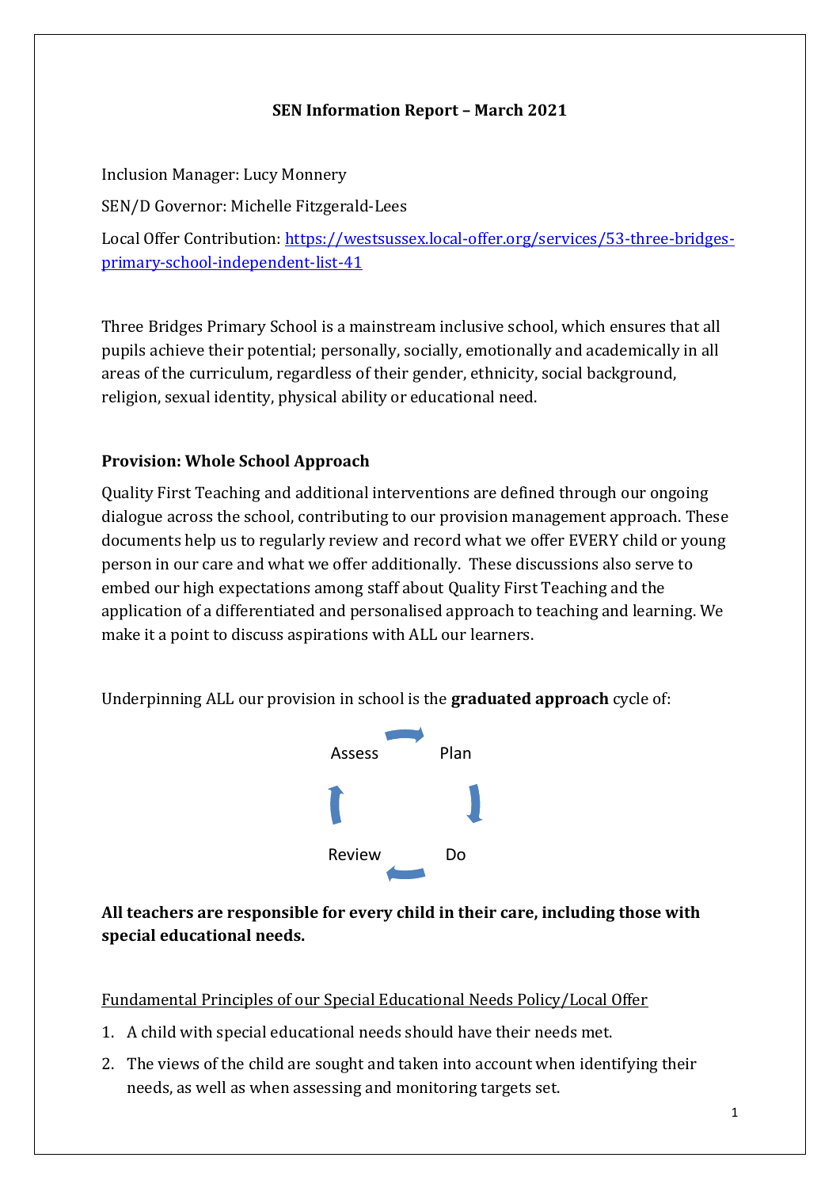**SEN Information Report – March 2021**

Inclusion Manager: Lucy Monnery

SEN/D Governor: Michelle Fitzgerald-Lees

Local Offer Contribution: [https://westsussex.local-offer.org/services/53-three-bridges-primary-school-independent-list-41](https://westsussex.local-offer.org/services/53-three-bridges-primary-school-independent-list-41)

Three Bridges Primary School is a mainstream inclusive school, which ensures that all pupils achieve their potential; personally, socially, emotionally and academically in all areas of the curriculum, regardless of their gender, ethnicity, social background, religion, sexual identity, physical ability or educational need.

## Provision: Whole School Approach

Quality First Teaching and additional interventions are defined through our ongoing dialogue across the school, contributing to our provision management approach. These documents help us to regularly review and record what we offer EVERY child or young person in our care and what we offer additionally. These discussions also serve to embed our high expectations among staff about Quality First Teaching and the application of a differentiated and personalised approach to teaching and learning. We make it a point to discuss aspirations with ALL our learners.

Underpinning ALL our provision in school is the **graduated approach** cycle of:

Assess → Plan → Do → Review

**All teachers are responsible for every child in their care, including those with special educational needs.**

Fundamental Principles of our Special Educational Needs Policy/Local Offer

1. A child with special educational needs should have their needs met.
2. The views of the child are sought and taken into account when identifying their needs, as well as when assessing and monitoring targets set.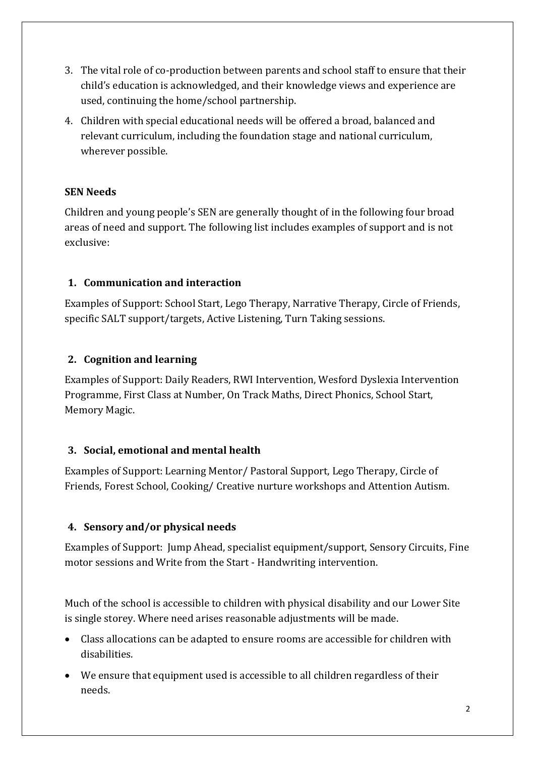3. The vital role of co-production between parents and school staff to ensure that their child's education is acknowledged, and their knowledge views and experience are used, continuing the home/school partnership.
4. Children with special educational needs will be offered a broad, balanced and relevant curriculum, including the foundation stage and national curriculum, wherever possible.

**SEN Needs**

Children and young people's SEN are generally thought of in the following four broad areas of need and support. The following list includes examples of support and is not exclusive:

**1. Communication and interaction**

Examples of Support: School Start, Lego Therapy, Narrative Therapy, Circle of Friends, specific SALT support/targets, Active Listening, Turn Taking sessions.

**2. Cognition and learning**

Examples of Support: Daily Readers, RWI Intervention, Wesford Dyslexia Intervention Programme, First Class at Number, On Track Maths, Direct Phonics, School Start, Memory Magic.

**3. Social, emotional and mental health**

Examples of Support: Learning Mentor/ Pastoral Support, Lego Therapy, Circle of Friends, Forest School, Cooking/ Creative nurture workshops and Attention Autism.

**4. Sensory and/or physical needs**

Examples of Support: Jump Ahead, specialist equipment/support, Sensory Circuits, Fine motor sessions and Write from the Start - Handwriting intervention.

Much of the school is accessible to children with physical disability and our Lower Site is single storey. Where need arises reasonable adjustments will be made.

- Class allocations can be adapted to ensure rooms are accessible for children with disabilities.
- We ensure that equipment used is accessible to all children regardless of their needs.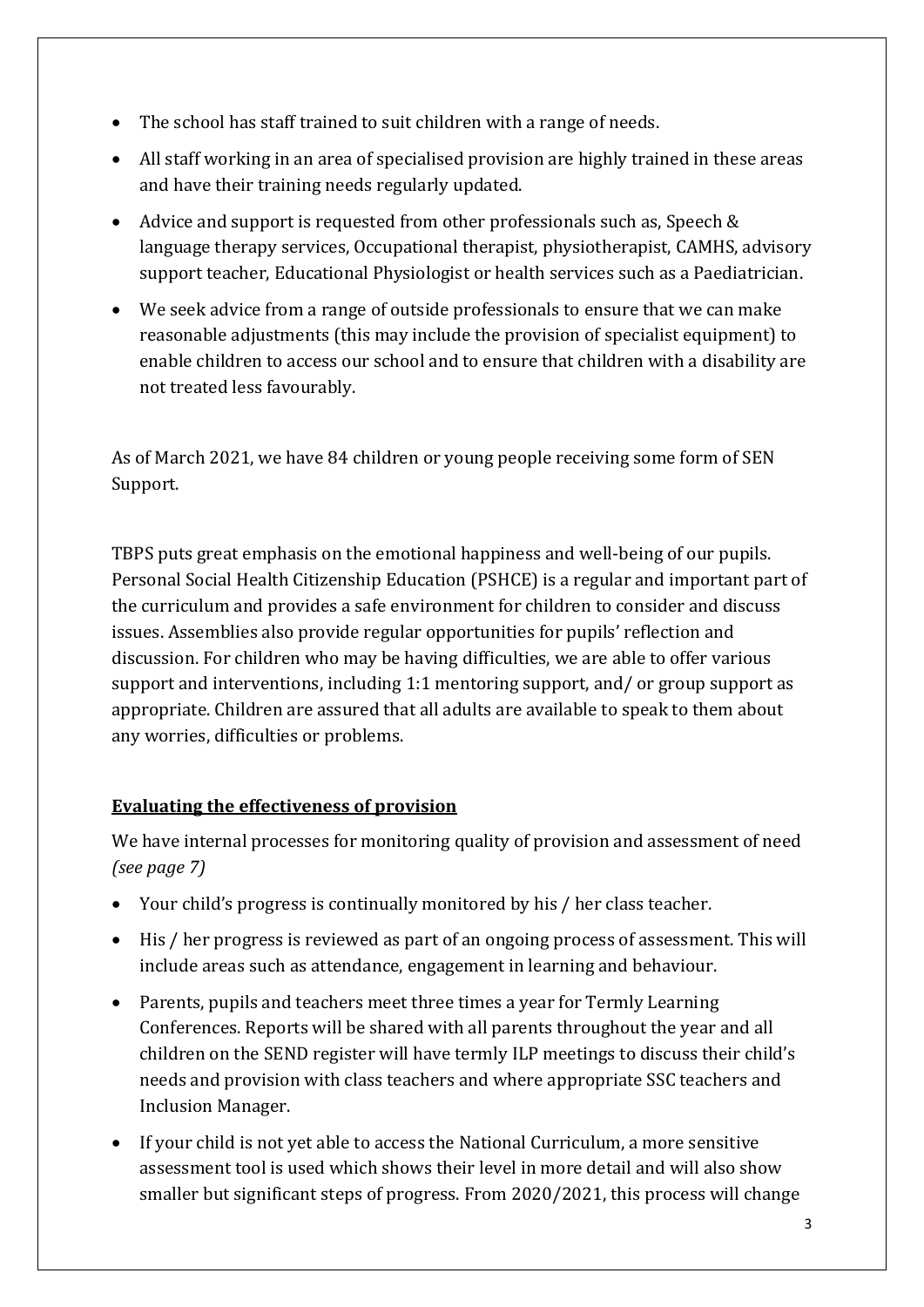- The school has staff trained to suit children with a range of needs.
- All staff working in an area of specialised provision are highly trained in these areas and have their training needs regularly updated.
- Advice and support is requested from other professionals such as, Speech & language therapy services, Occupational therapist, physiotherapist, CAMHS, advisory support teacher, Educational Physiologist or health services such as a Paediatrician.
- We seek advice from a range of outside professionals to ensure that we can make reasonable adjustments (this may include the provision of specialist equipment) to enable children to access our school and to ensure that children with a disability are not treated less favourably.

As of March 2021, we have 84 children or young people receiving some form of SEN Support.

TBPS puts great emphasis on the emotional happiness and well-being of our pupils. Personal Social Health Citizenship Education (PSHCE) is a regular and important part of the curriculum and provides a safe environment for children to consider and discuss issues. Assemblies also provide regular opportunities for pupils' reflection and discussion. For children who may be having difficulties, we are able to offer various support and interventions, including 1:1 mentoring support, and/ or group support as appropriate. Children are assured that all adults are available to speak to them about any worries, difficulties or problems.

**Evaluating the effectiveness of provision**

We have internal processes for monitoring quality of provision and assessment of need *(see page 7)*

- Your child's progress is continually monitored by his / her class teacher.
- His / her progress is reviewed as part of an ongoing process of assessment. This will include areas such as attendance, engagement in learning and behaviour.
- Parents, pupils and teachers meet three times a year for Termly Learning Conferences. Reports will be shared with all parents throughout the year and all children on the SEND register will have termly ILP meetings to discuss their child's needs and provision with class teachers and where appropriate SSC teachers and Inclusion Manager.
- If your child is not yet able to access the National Curriculum, a more sensitive assessment tool is used which shows their level in more detail and will also show smaller but significant steps of progress. From 2020/2021, this process will change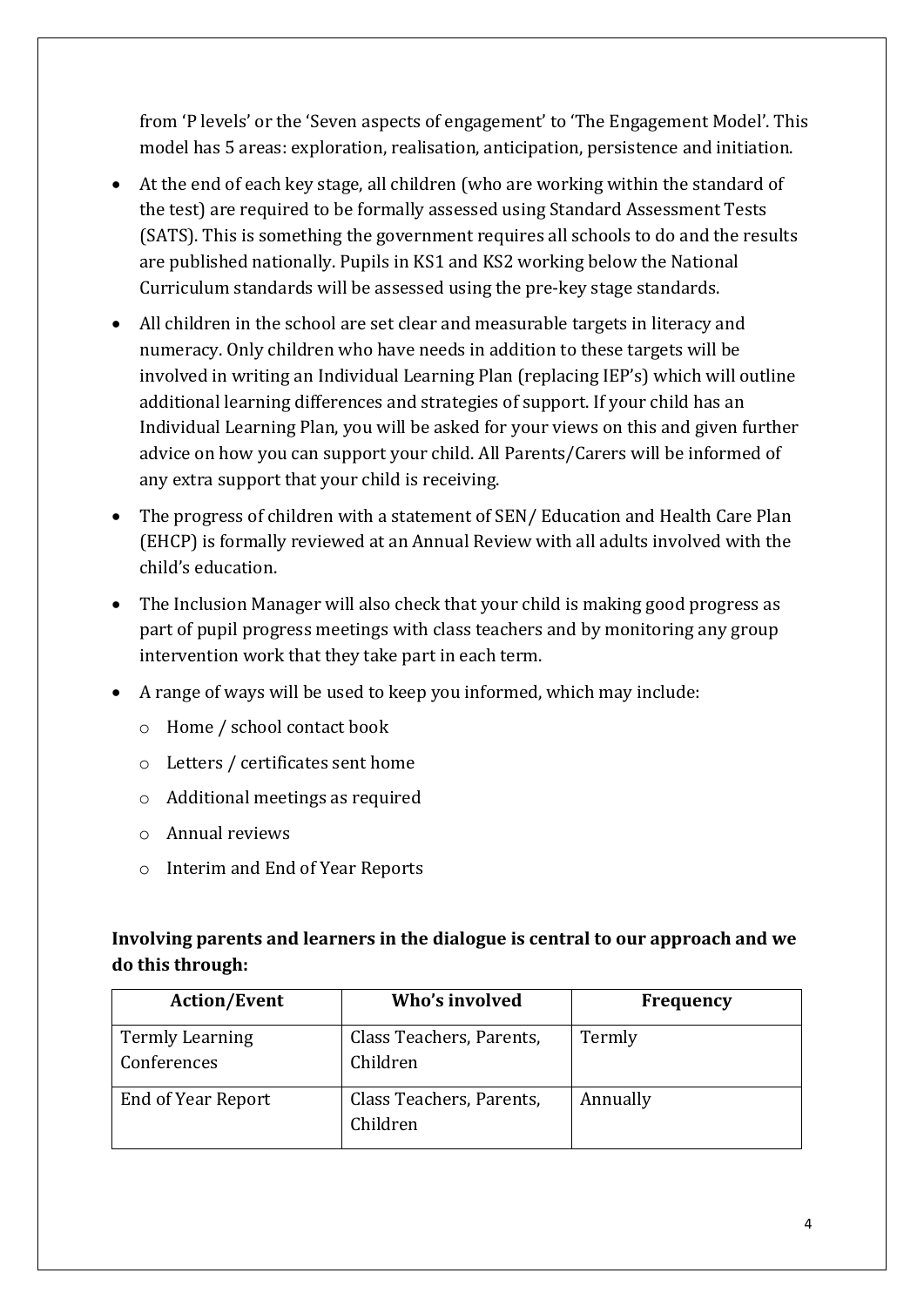from 'P levels' or the 'Seven aspects of engagement' to 'The Engagement Model'. This model has 5 areas: exploration, realisation, anticipation, persistence and initiation.

- At the end of each key stage, all children (who are working within the standard of the test) are required to be formally assessed using Standard Assessment Tests (SATS). This is something the government requires all schools to do and the results are published nationally. Pupils in KS1 and KS2 working below the National Curriculum standards will be assessed using the pre-key stage standards.
- All children in the school are set clear and measurable targets in literacy and numeracy. Only children who have needs in addition to these targets will be involved in writing an Individual Learning Plan (replacing IEP's) which will outline additional learning differences and strategies of support. If your child has an Individual Learning Plan, you will be asked for your views on this and given further advice on how you can support your child. All Parents/Carers will be informed of any extra support that your child is receiving.
- The progress of children with a statement of SEN/ Education and Health Care Plan (EHCP) is formally reviewed at an Annual Review with all adults involved with the child's education.
- The Inclusion Manager will also check that your child is making good progress as part of pupil progress meetings with class teachers and by monitoring any group intervention work that they take part in each term.
- A range of ways will be used to keep you informed, which may include:
  - Home / school contact book
  - Letters / certificates sent home
  - Additional meetings as required
  - Annual reviews
  - Interim and End of Year Reports

**Involving parents and learners in the dialogue is central to our approach and we do this through:**

| Action/Event | Who's involved | Frequency |
|---|---|---|
| Termly Learning Conferences | Class Teachers, Parents, Children | Termly |
| End of Year Report | Class Teachers, Parents, Children | Annually |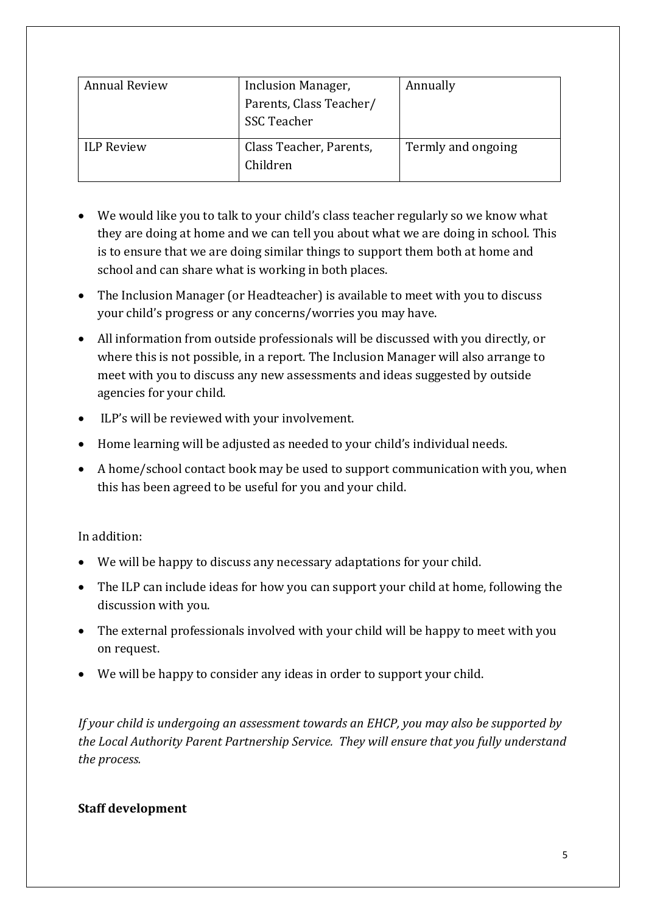| Annual Review | Inclusion Manager, Parents, Class Teacher/ SSC Teacher | Annually |
|---|---|---|
| ILP Review | Class Teacher, Parents, Children | Termly and ongoing |

- We would like you to talk to your child's class teacher regularly so we know what they are doing at home and we can tell you about what we are doing in school. This is to ensure that we are doing similar things to support them both at home and school and can share what is working in both places.
- The Inclusion Manager (or Headteacher) is available to meet with you to discuss your child's progress or any concerns/worries you may have.
- All information from outside professionals will be discussed with you directly, or where this is not possible, in a report. The Inclusion Manager will also arrange to meet with you to discuss any new assessments and ideas suggested by outside agencies for your child.
- ILP's will be reviewed with your involvement.
- Home learning will be adjusted as needed to your child's individual needs.
- A home/school contact book may be used to support communication with you, when this has been agreed to be useful for you and your child.

In addition:

- We will be happy to discuss any necessary adaptations for your child.
- The ILP can include ideas for how you can support your child at home, following the discussion with you.
- The external professionals involved with your child will be happy to meet with you on request.
- We will be happy to consider any ideas in order to support your child.

*If your child is undergoing an assessment towards an EHCP, you may also be supported by the Local Authority Parent Partnership Service. They will ensure that you fully understand the process.*

**Staff development**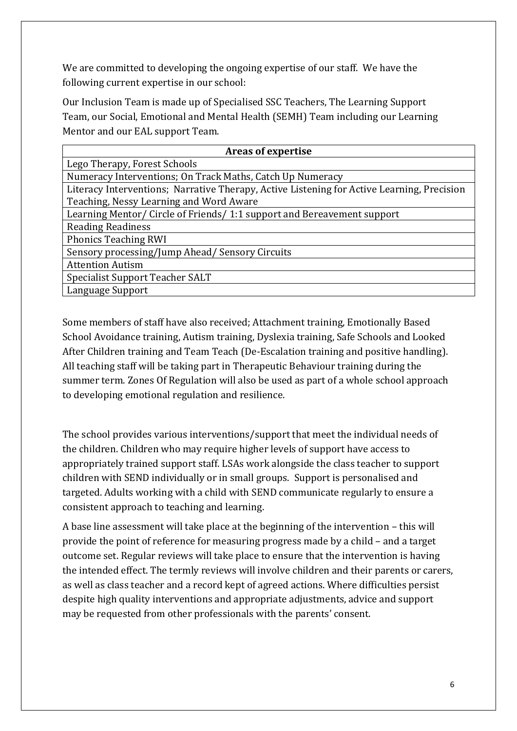We are committed to developing the ongoing expertise of our staff. We have the following current expertise in our school:

Our Inclusion Team is made up of Specialised SSC Teachers, The Learning Support Team, our Social, Emotional and Mental Health (SEMH) Team including our Learning Mentor and our EAL support Team.

| **Areas of expertise** |
| --- |
| Lego Therapy, Forest Schools |
| Numeracy Interventions; On Track Maths, Catch Up Numeracy |
| Literacy Interventions; Narrative Therapy, Active Listening for Active Learning, Precision Teaching, Nessy Learning and Word Aware |
| Learning Mentor/ Circle of Friends/ 1:1 support and Bereavement support |
| Reading Readiness |
| Phonics Teaching RWI |
| Sensory processing/Jump Ahead/ Sensory Circuits |
| Attention Autism |
| Specialist Support Teacher SALT |
| Language Support |

Some members of staff have also received; Attachment training, Emotionally Based School Avoidance training, Autism training, Dyslexia training, Safe Schools and Looked After Children training and Team Teach (De-Escalation training and positive handling). All teaching staff will be taking part in Therapeutic Behaviour training during the summer term. Zones Of Regulation will also be used as part of a whole school approach to developing emotional regulation and resilience.

The school provides various interventions/support that meet the individual needs of the children. Children who may require higher levels of support have access to appropriately trained support staff. LSAs work alongside the class teacher to support children with SEND individually or in small groups. Support is personalised and targeted. Adults working with a child with SEND communicate regularly to ensure a consistent approach to teaching and learning.

A base line assessment will take place at the beginning of the intervention – this will provide the point of reference for measuring progress made by a child – and a target outcome set. Regular reviews will take place to ensure that the intervention is having the intended effect. The termly reviews will involve children and their parents or carers, as well as class teacher and a record kept of agreed actions. Where difficulties persist despite high quality interventions and appropriate adjustments, advice and support may be requested from other professionals with the parents' consent.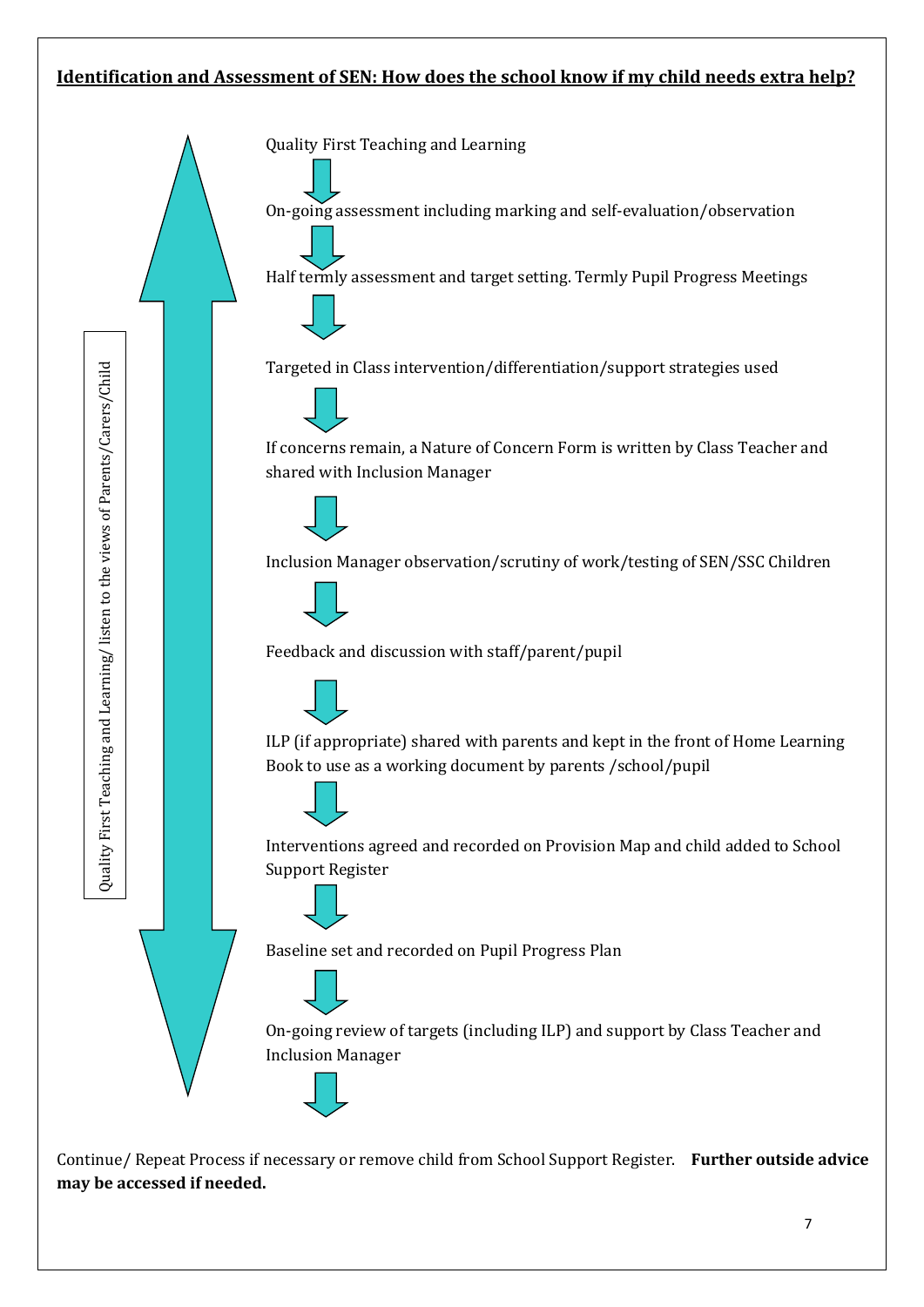**Identification and Assessment of SEN: How does the school know if my child needs extra help?**

Quality First Teaching and Learning/ listen to the views of Parents/Carers/Child

- Quality First Teaching and Learning
- ↓ On-going assessment including marking and self-evaluation/observation
- ↓ Half termly assessment and target setting. Termly Pupil Progress Meetings
- ↓ Targeted in Class intervention/differentiation/support strategies used
- ↓ If concerns remain, a Nature of Concern Form is written by Class Teacher and shared with Inclusion Manager
- ↓ Inclusion Manager observation/scrutiny of work/testing of SEN/SSC Children
- ↓ Feedback and discussion with staff/parent/pupil
- ↓ ILP (if appropriate) shared with parents and kept in the front of Home Learning Book to use as a working document by parents /school/pupil
- ↓ Interventions agreed and recorded on Provision Map and child added to School Support Register
- ↓ Baseline set and recorded on Pupil Progress Plan
- ↓ On-going review of targets (including ILP) and support by Class Teacher and Inclusion Manager
- ↓

Continue/ Repeat Process if necessary or remove child from School Support Register. **Further outside advice may be accessed if needed.**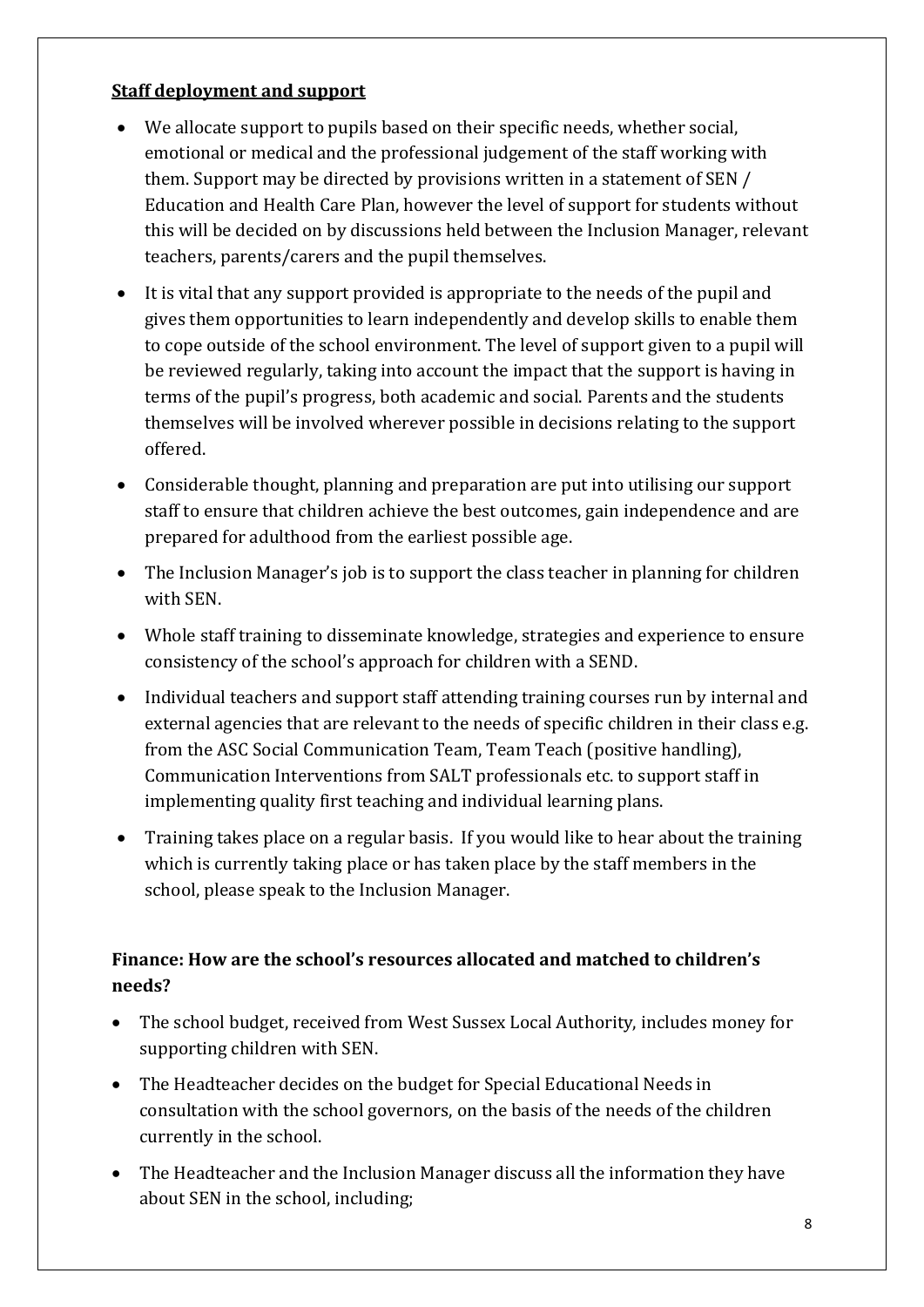**Staff deployment and support**

- We allocate support to pupils based on their specific needs, whether social, emotional or medical and the professional judgement of the staff working with them. Support may be directed by provisions written in a statement of SEN / Education and Health Care Plan, however the level of support for students without this will be decided on by discussions held between the Inclusion Manager, relevant teachers, parents/carers and the pupil themselves.
- It is vital that any support provided is appropriate to the needs of the pupil and gives them opportunities to learn independently and develop skills to enable them to cope outside of the school environment. The level of support given to a pupil will be reviewed regularly, taking into account the impact that the support is having in terms of the pupil's progress, both academic and social. Parents and the students themselves will be involved wherever possible in decisions relating to the support offered.
- Considerable thought, planning and preparation are put into utilising our support staff to ensure that children achieve the best outcomes, gain independence and are prepared for adulthood from the earliest possible age.
- The Inclusion Manager's job is to support the class teacher in planning for children with SEN.
- Whole staff training to disseminate knowledge, strategies and experience to ensure consistency of the school's approach for children with a SEND.
- Individual teachers and support staff attending training courses run by internal and external agencies that are relevant to the needs of specific children in their class e.g. from the ASC Social Communication Team, Team Teach (positive handling), Communication Interventions from SALT professionals etc. to support staff in implementing quality first teaching and individual learning plans.
- Training takes place on a regular basis. If you would like to hear about the training which is currently taking place or has taken place by the staff members in the school, please speak to the Inclusion Manager.

**Finance: How are the school's resources allocated and matched to children's needs?**

- The school budget, received from West Sussex Local Authority, includes money for supporting children with SEN.
- The Headteacher decides on the budget for Special Educational Needs in consultation with the school governors, on the basis of the needs of the children currently in the school.
- The Headteacher and the Inclusion Manager discuss all the information they have about SEN in the school, including;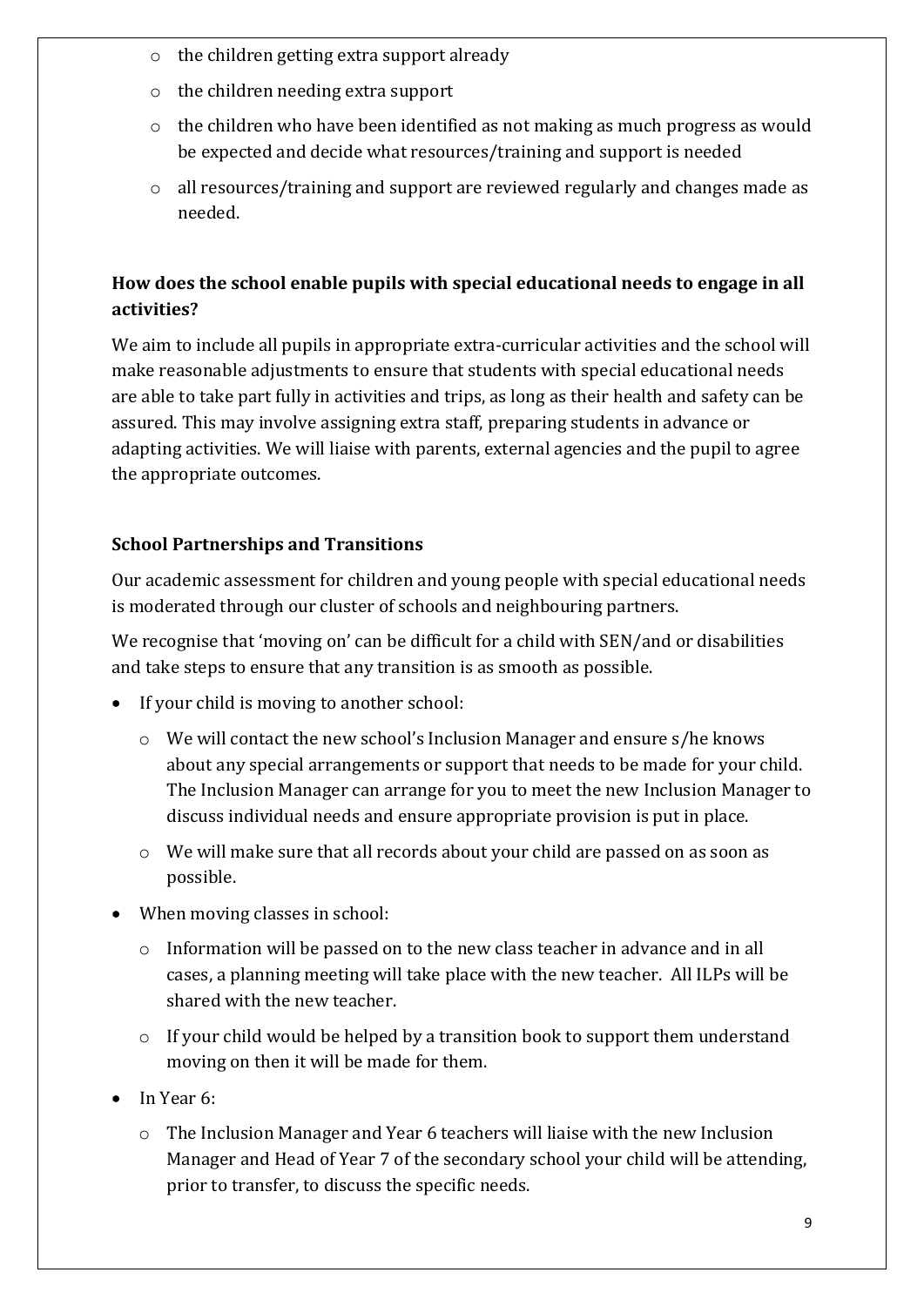- the children getting extra support already
    - the children needing extra support
    - the children who have been identified as not making as much progress as would be expected and decide what resources/training and support is needed
    - all resources/training and support are reviewed regularly and changes made as needed.

### How does the school enable pupils with special educational needs to engage in all activities?

We aim to include all pupils in appropriate extra-curricular activities and the school will make reasonable adjustments to ensure that students with special educational needs are able to take part fully in activities and trips, as long as their health and safety can be assured. This may involve assigning extra staff, preparing students in advance or adapting activities. We will liaise with parents, external agencies and the pupil to agree the appropriate outcomes.

### School Partnerships and Transitions

Our academic assessment for children and young people with special educational needs is moderated through our cluster of schools and neighbouring partners.

We recognise that 'moving on' can be difficult for a child with SEN/and or disabilities and take steps to ensure that any transition is as smooth as possible.

- If your child is moving to another school:
    - We will contact the new school's Inclusion Manager and ensure s/he knows about any special arrangements or support that needs to be made for your child. The Inclusion Manager can arrange for you to meet the new Inclusion Manager to discuss individual needs and ensure appropriate provision is put in place.
    - We will make sure that all records about your child are passed on as soon as possible.
- When moving classes in school:
    - Information will be passed on to the new class teacher in advance and in all cases, a planning meeting will take place with the new teacher. All ILPs will be shared with the new teacher.
    - If your child would be helped by a transition book to support them understand moving on then it will be made for them.
- In Year 6:
    - The Inclusion Manager and Year 6 teachers will liaise with the new Inclusion Manager and Head of Year 7 of the secondary school your child will be attending, prior to transfer, to discuss the specific needs.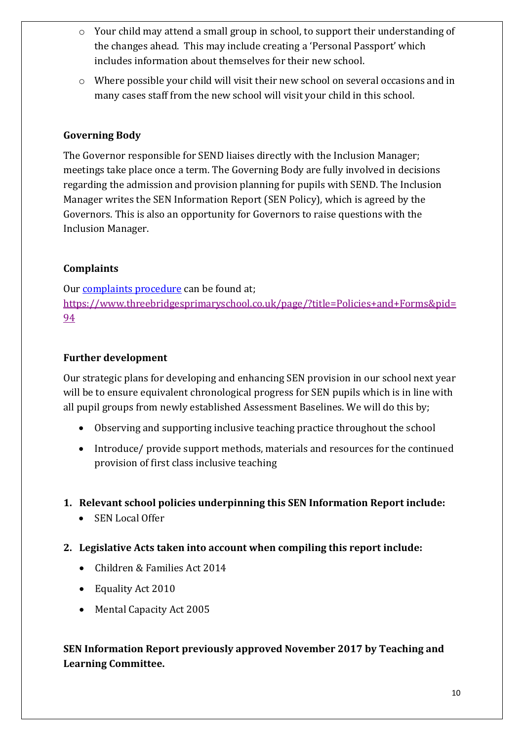- Your child may attend a small group in school, to support their understanding of the changes ahead. This may include creating a 'Personal Passport' which includes information about themselves for their new school.
- Where possible your child will visit their new school on several occasions and in many cases staff from the new school will visit your child in this school.

**Governing Body**

The Governor responsible for SEND liaises directly with the Inclusion Manager; meetings take place once a term. The Governing Body are fully involved in decisions regarding the admission and provision planning for pupils with SEND. The Inclusion Manager writes the SEN Information Report (SEN Policy), which is agreed by the Governors. This is also an opportunity for Governors to raise questions with the Inclusion Manager.

**Complaints**

Our [complaints procedure](https://www.threebridgesprimaryschool.co.uk/page/?title=Policies+and+Forms&pid=94) can be found at; [https://www.threebridgesprimaryschool.co.uk/page/?title=Policies+and+Forms&pid=94](https://www.threebridgesprimaryschool.co.uk/page/?title=Policies+and+Forms&pid=94)

**Further development**

Our strategic plans for developing and enhancing SEN provision in our school next year will be to ensure equivalent chronological progress for SEN pupils which is in line with all pupil groups from newly established Assessment Baselines. We will do this by;

- Observing and supporting inclusive teaching practice throughout the school
- Introduce/ provide support methods, materials and resources for the continued provision of first class inclusive teaching

1. **Relevant school policies underpinning this SEN Information Report include:**
   - SEN Local Offer
2. **Legislative Acts taken into account when compiling this report include:**
   - Children & Families Act 2014
   - Equality Act 2010
   - Mental Capacity Act 2005

**SEN Information Report previously approved November 2017 by Teaching and Learning Committee.**